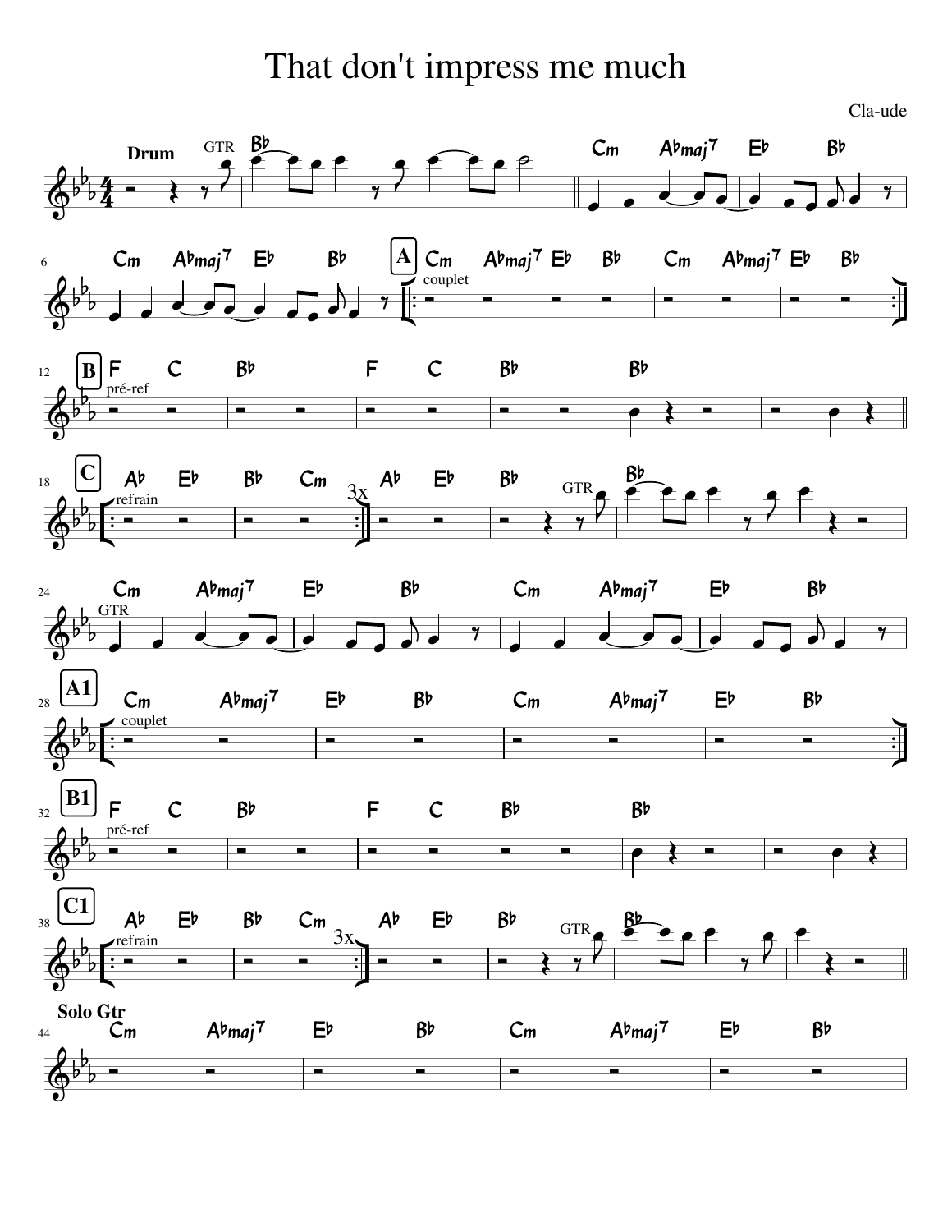# That don't impress me much

Cla-ude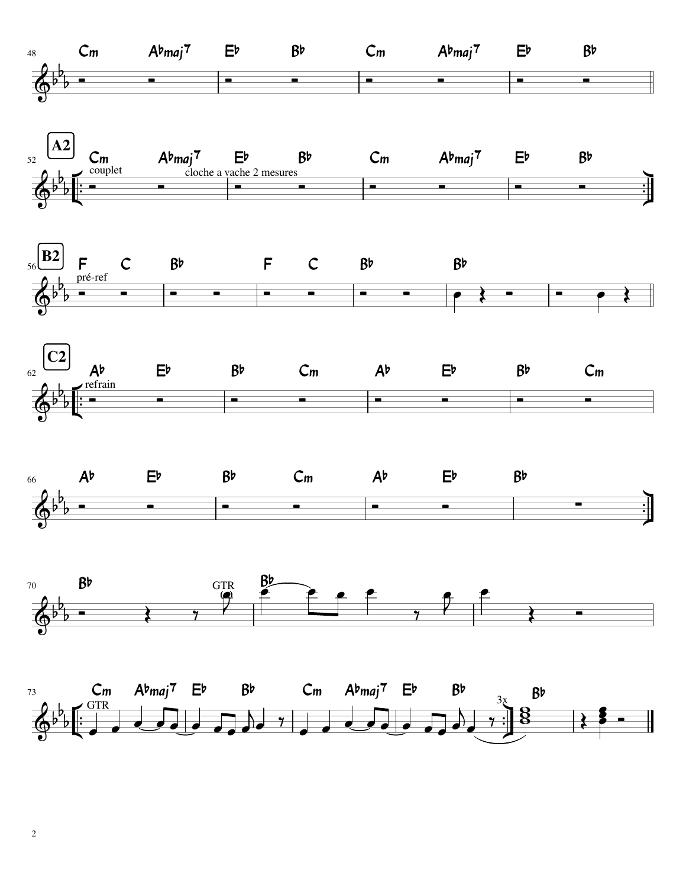48 Cm Abmaj7 Eb Bb Cm Abmaj7 Eb Bb

**A2**

52 Cm Abmaj7 Eb Bb Cm Abmaj7 Eb Bb

couplet

cloche a vache 2 mesures

**B2**

56 F C Bb F C Bb Bb

pré-ref

**C2**

62 Ab Eb Bb Cm Ab Eb Bb Cm

refrain

66 Ab Eb Bb Cm Ab Eb Bb

70 Bb Bb

GTR

73 Cm Abmaj7 Eb Bb Cm Abmaj7 Eb Bb Bb

GTR

3x